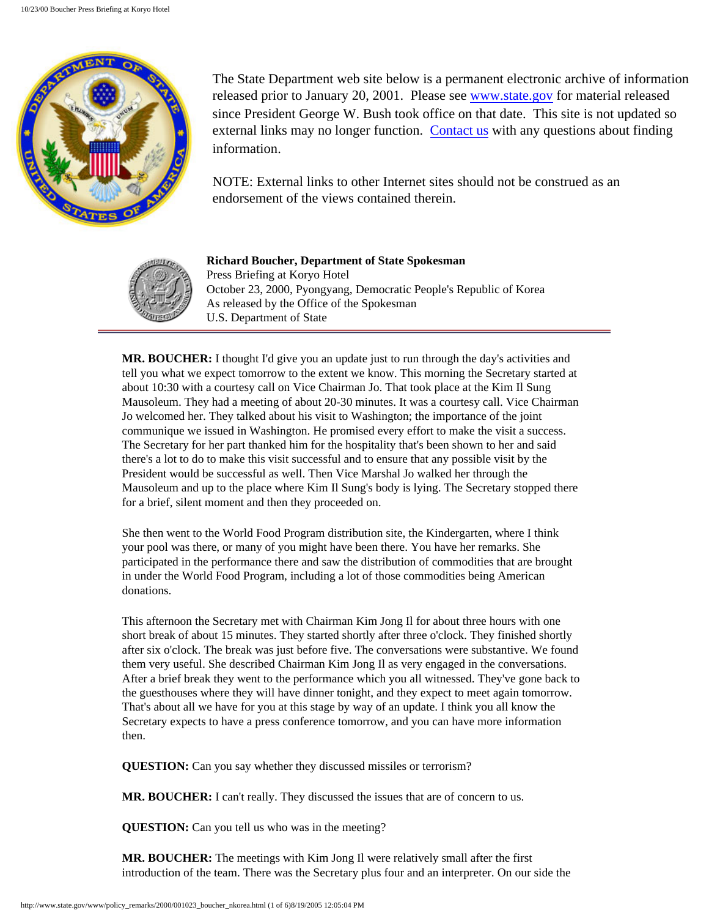The State Department web site below is a permanent electronic archive of information released prior to January 20, 2001. Please see www.state.gov for material released since President George W. Bush took office on that date. This site is not updated so external links may no longer function. Contact us with any questions about finding information.

NOTE: External links to other Internet sites should not be construed as an endorsement of the views contained therein.

**Richard Boucher, Department of State Spokesman**
Press Briefing at Koryo Hotel
October 23, 2000, Pyongyang, Democratic People's Republic of Korea
As released by the Office of the Spokesman
U.S. Department of State

---

**MR. BOUCHER:** I thought I'd give you an update just to run through the day's activities and tell you what we expect tomorrow to the extent we know. This morning the Secretary started at about 10:30 with a courtesy call on Vice Chairman Jo. That took place at the Kim Il Sung Mausoleum. They had a meeting of about 20-30 minutes. It was a courtesy call. Vice Chairman Jo welcomed her. They talked about his visit to Washington; the importance of the joint communique we issued in Washington. He promised every effort to make the visit a success. The Secretary for her part thanked him for the hospitality that's been shown to her and said there's a lot to do to make this visit successful and to ensure that any possible visit by the President would be successful as well. Then Vice Marshal Jo walked her through the Mausoleum and up to the place where Kim Il Sung's body is lying. The Secretary stopped there for a brief, silent moment and then they proceeded on.

She then went to the World Food Program distribution site, the Kindergarten, where I think your pool was there, or many of you might have been there. You have her remarks. She participated in the performance there and saw the distribution of commodities that are brought in under the World Food Program, including a lot of those commodities being American donations.

This afternoon the Secretary met with Chairman Kim Jong Il for about three hours with one short break of about 15 minutes. They started shortly after three o'clock. They finished shortly after six o'clock. The break was just before five. The conversations were substantive. We found them very useful. She described Chairman Kim Jong Il as very engaged in the conversations. After a brief break they went to the performance which you all witnessed. They've gone back to the guesthouses where they will have dinner tonight, and they expect to meet again tomorrow. That's about all we have for you at this stage by way of an update. I think you all know the Secretary expects to have a press conference tomorrow, and you can have more information then.

**QUESTION:** Can you say whether they discussed missiles or terrorism?

**MR. BOUCHER:** I can't really. They discussed the issues that are of concern to us.

**QUESTION:** Can you tell us who was in the meeting?

**MR. BOUCHER:** The meetings with Kim Jong Il were relatively small after the first introduction of the team. There was the Secretary plus four and an interpreter. On our side the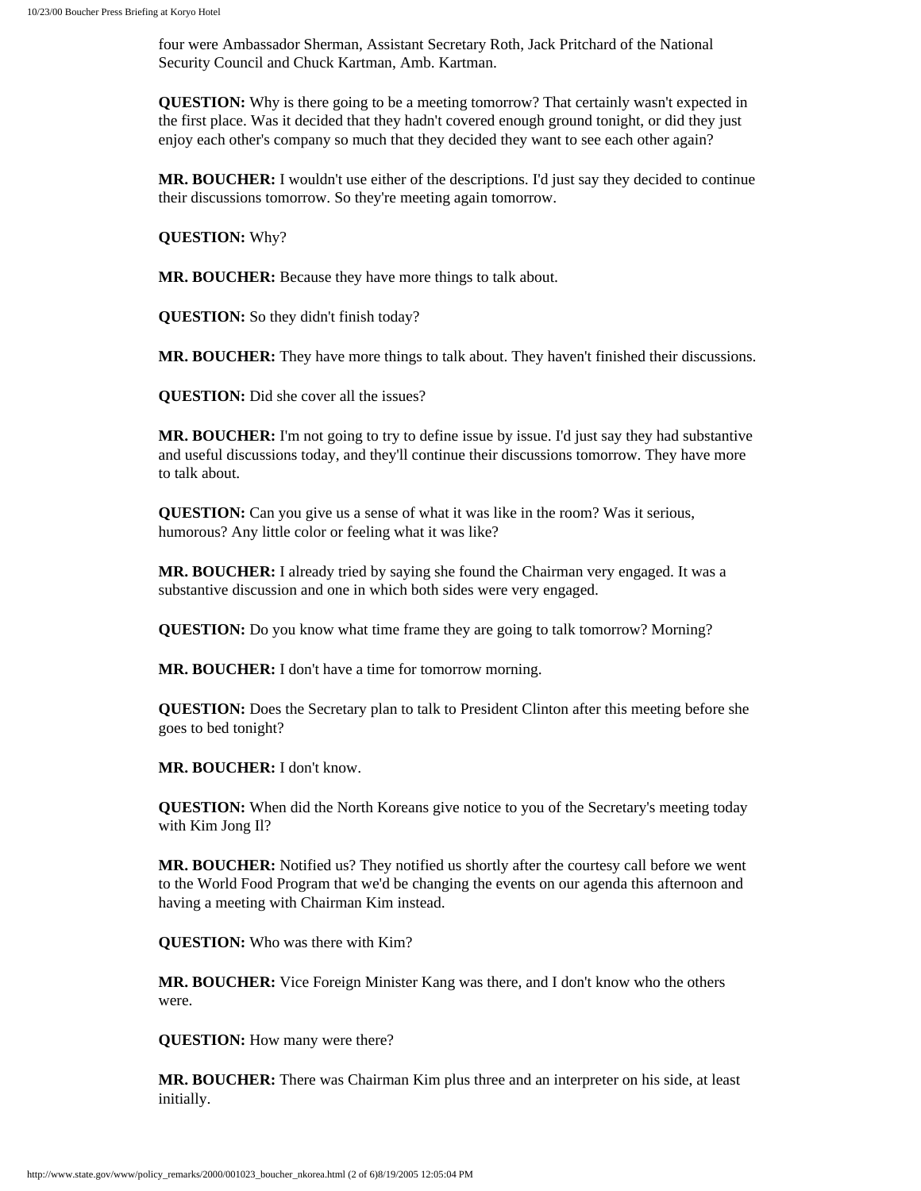four were Ambassador Sherman, Assistant Secretary Roth, Jack Pritchard of the National Security Council and Chuck Kartman, Amb. Kartman.

**QUESTION:** Why is there going to be a meeting tomorrow? That certainly wasn't expected in the first place. Was it decided that they hadn't covered enough ground tonight, or did they just enjoy each other's company so much that they decided they want to see each other again?

**MR. BOUCHER:** I wouldn't use either of the descriptions. I'd just say they decided to continue their discussions tomorrow. So they're meeting again tomorrow.

**QUESTION:** Why?

**MR. BOUCHER:** Because they have more things to talk about.

**QUESTION:** So they didn't finish today?

**MR. BOUCHER:** They have more things to talk about. They haven't finished their discussions.

**QUESTION:** Did she cover all the issues?

**MR. BOUCHER:** I'm not going to try to define issue by issue. I'd just say they had substantive and useful discussions today, and they'll continue their discussions tomorrow. They have more to talk about.

**QUESTION:** Can you give us a sense of what it was like in the room? Was it serious, humorous? Any little color or feeling what it was like?

**MR. BOUCHER:** I already tried by saying she found the Chairman very engaged. It was a substantive discussion and one in which both sides were very engaged.

**QUESTION:** Do you know what time frame they are going to talk tomorrow? Morning?

**MR. BOUCHER:** I don't have a time for tomorrow morning.

**QUESTION:** Does the Secretary plan to talk to President Clinton after this meeting before she goes to bed tonight?

**MR. BOUCHER:** I don't know.

**QUESTION:** When did the North Koreans give notice to you of the Secretary's meeting today with Kim Jong Il?

**MR. BOUCHER:** Notified us? They notified us shortly after the courtesy call before we went to the World Food Program that we'd be changing the events on our agenda this afternoon and having a meeting with Chairman Kim instead.

**QUESTION:** Who was there with Kim?

**MR. BOUCHER:** Vice Foreign Minister Kang was there, and I don't know who the others were.

**QUESTION:** How many were there?

**MR. BOUCHER:** There was Chairman Kim plus three and an interpreter on his side, at least initially.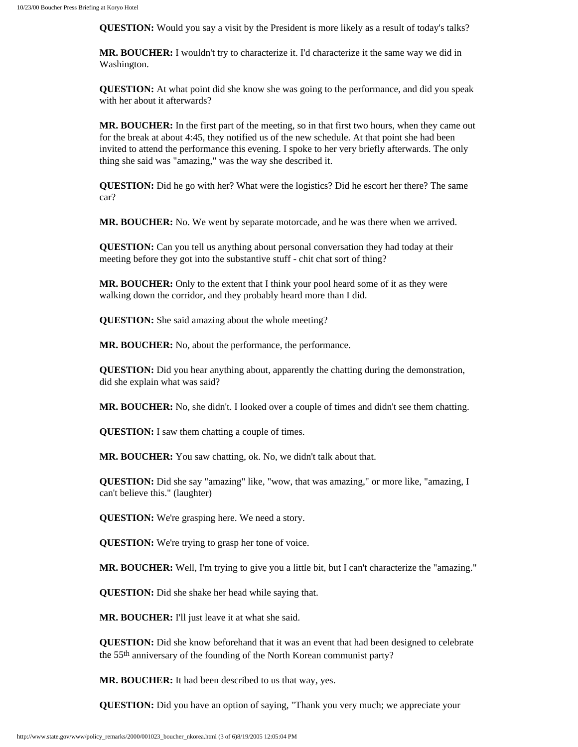**QUESTION:** Would you say a visit by the President is more likely as a result of today's talks?

**MR. BOUCHER:** I wouldn't try to characterize it. I'd characterize it the same way we did in Washington.

**QUESTION:** At what point did she know she was going to the performance, and did you speak with her about it afterwards?

**MR. BOUCHER:** In the first part of the meeting, so in that first two hours, when they came out for the break at about 4:45, they notified us of the new schedule. At that point she had been invited to attend the performance this evening. I spoke to her very briefly afterwards. The only thing she said was "amazing," was the way she described it.

**QUESTION:** Did he go with her? What were the logistics? Did he escort her there? The same car?

**MR. BOUCHER:** No. We went by separate motorcade, and he was there when we arrived.

**QUESTION:** Can you tell us anything about personal conversation they had today at their meeting before they got into the substantive stuff - chit chat sort of thing?

**MR. BOUCHER:** Only to the extent that I think your pool heard some of it as they were walking down the corridor, and they probably heard more than I did.

**QUESTION:** She said amazing about the whole meeting?

**MR. BOUCHER:** No, about the performance, the performance.

**QUESTION:** Did you hear anything about, apparently the chatting during the demonstration, did she explain what was said?

**MR. BOUCHER:** No, she didn't. I looked over a couple of times and didn't see them chatting.

**QUESTION:** I saw them chatting a couple of times.

**MR. BOUCHER:** You saw chatting, ok. No, we didn't talk about that.

**QUESTION:** Did she say "amazing" like, "wow, that was amazing," or more like, "amazing, I can't believe this." (laughter)

**QUESTION:** We're grasping here. We need a story.

**QUESTION:** We're trying to grasp her tone of voice.

**MR. BOUCHER:** Well, I'm trying to give you a little bit, but I can't characterize the "amazing."

**QUESTION:** Did she shake her head while saying that.

**MR. BOUCHER:** I'll just leave it at what she said.

**QUESTION:** Did she know beforehand that it was an event that had been designed to celebrate the 55th anniversary of the founding of the North Korean communist party?

**MR. BOUCHER:** It had been described to us that way, yes.

**QUESTION:** Did you have an option of saying, "Thank you very much; we appreciate your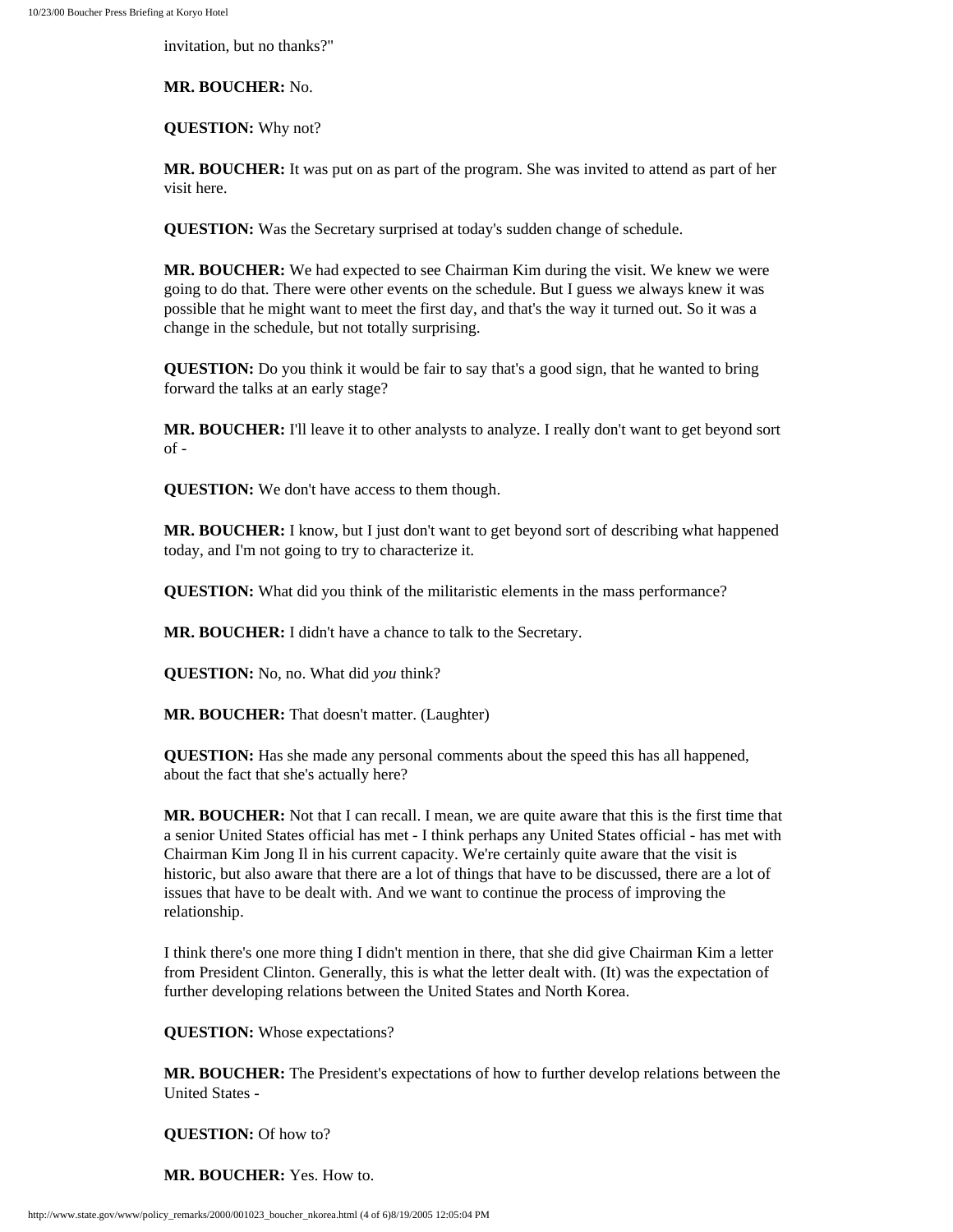invitation, but no thanks?"

**MR. BOUCHER:** No.

**QUESTION:** Why not?

**MR. BOUCHER:** It was put on as part of the program. She was invited to attend as part of her visit here.

**QUESTION:** Was the Secretary surprised at today's sudden change of schedule.

**MR. BOUCHER:** We had expected to see Chairman Kim during the visit. We knew we were going to do that. There were other events on the schedule. But I guess we always knew it was possible that he might want to meet the first day, and that's the way it turned out. So it was a change in the schedule, but not totally surprising.

**QUESTION:** Do you think it would be fair to say that's a good sign, that he wanted to bring forward the talks at an early stage?

**MR. BOUCHER:** I'll leave it to other analysts to analyze. I really don't want to get beyond sort of -

**QUESTION:** We don't have access to them though.

**MR. BOUCHER:** I know, but I just don't want to get beyond sort of describing what happened today, and I'm not going to try to characterize it.

**QUESTION:** What did you think of the militaristic elements in the mass performance?

**MR. BOUCHER:** I didn't have a chance to talk to the Secretary.

**QUESTION:** No, no. What did *you* think?

**MR. BOUCHER:** That doesn't matter. (Laughter)

**QUESTION:** Has she made any personal comments about the speed this has all happened, about the fact that she's actually here?

**MR. BOUCHER:** Not that I can recall. I mean, we are quite aware that this is the first time that a senior United States official has met - I think perhaps any United States official - has met with Chairman Kim Jong Il in his current capacity. We're certainly quite aware that the visit is historic, but also aware that there are a lot of things that have to be discussed, there are a lot of issues that have to be dealt with. And we want to continue the process of improving the relationship.

I think there's one more thing I didn't mention in there, that she did give Chairman Kim a letter from President Clinton. Generally, this is what the letter dealt with. (It) was the expectation of further developing relations between the United States and North Korea.

**QUESTION:** Whose expectations?

**MR. BOUCHER:** The President's expectations of how to further develop relations between the United States -

**QUESTION:** Of how to?

**MR. BOUCHER:** Yes. How to.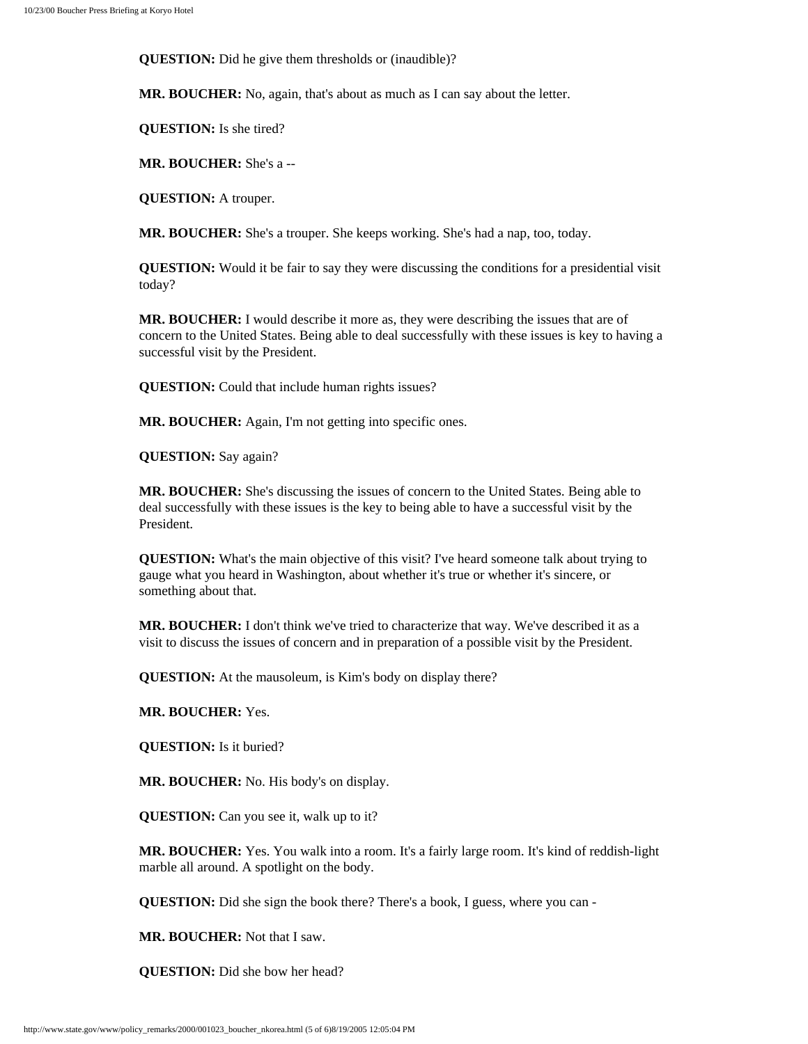**QUESTION:** Did he give them thresholds or (inaudible)?

**MR. BOUCHER:** No, again, that's about as much as I can say about the letter.

**QUESTION:** Is she tired?

**MR. BOUCHER:** She's a --

**QUESTION:** A trouper.

**MR. BOUCHER:** She's a trouper. She keeps working. She's had a nap, too, today.

**QUESTION:** Would it be fair to say they were discussing the conditions for a presidential visit today?

**MR. BOUCHER:** I would describe it more as, they were describing the issues that are of concern to the United States. Being able to deal successfully with these issues is key to having a successful visit by the President.

**QUESTION:** Could that include human rights issues?

**MR. BOUCHER:** Again, I'm not getting into specific ones.

**QUESTION:** Say again?

**MR. BOUCHER:** She's discussing the issues of concern to the United States. Being able to deal successfully with these issues is the key to being able to have a successful visit by the President.

**QUESTION:** What's the main objective of this visit? I've heard someone talk about trying to gauge what you heard in Washington, about whether it's true or whether it's sincere, or something about that.

**MR. BOUCHER:** I don't think we've tried to characterize that way. We've described it as a visit to discuss the issues of concern and in preparation of a possible visit by the President.

**QUESTION:** At the mausoleum, is Kim's body on display there?

**MR. BOUCHER:** Yes.

**QUESTION:** Is it buried?

**MR. BOUCHER:** No. His body's on display.

**QUESTION:** Can you see it, walk up to it?

**MR. BOUCHER:** Yes. You walk into a room. It's a fairly large room. It's kind of reddish-light marble all around. A spotlight on the body.

**QUESTION:** Did she sign the book there? There's a book, I guess, where you can -

**MR. BOUCHER:** Not that I saw.

**QUESTION:** Did she bow her head?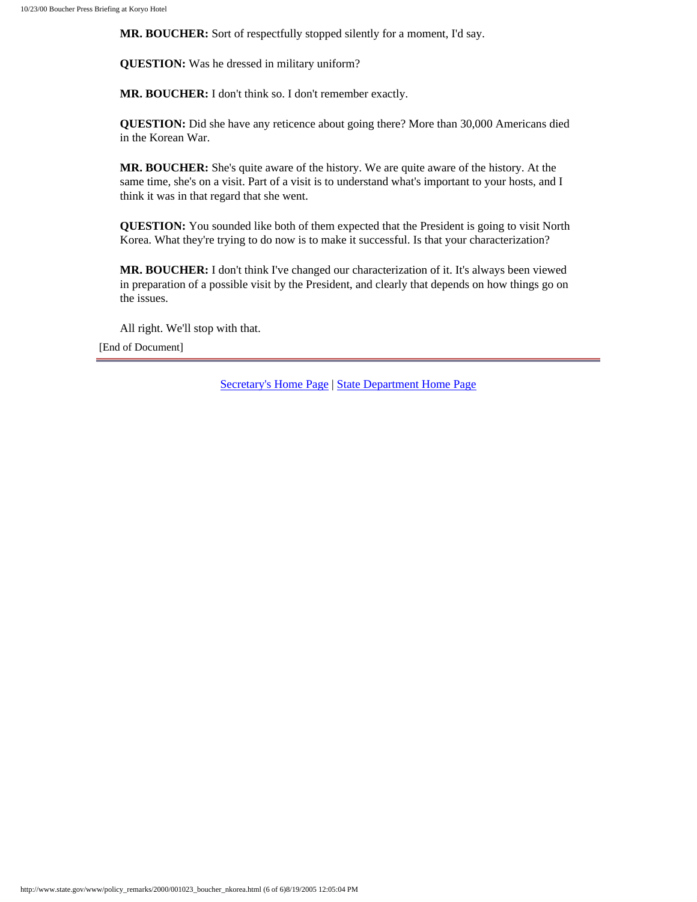**MR. BOUCHER:** Sort of respectfully stopped silently for a moment, I'd say.

**QUESTION:** Was he dressed in military uniform?

**MR. BOUCHER:** I don't think so. I don't remember exactly.

**QUESTION:** Did she have any reticence about going there? More than 30,000 Americans died in the Korean War.

**MR. BOUCHER:** She's quite aware of the history. We are quite aware of the history. At the same time, she's on a visit. Part of a visit is to understand what's important to your hosts, and I think it was in that regard that she went.

**QUESTION:** You sounded like both of them expected that the President is going to visit North Korea. What they're trying to do now is to make it successful. Is that your characterization?

**MR. BOUCHER:** I don't think I've changed our characterization of it. It's always been viewed in preparation of a possible visit by the President, and clearly that depends on how things go on the issues.

All right. We'll stop with that.

[End of Document]

---

Secretary's Home Page | State Department Home Page